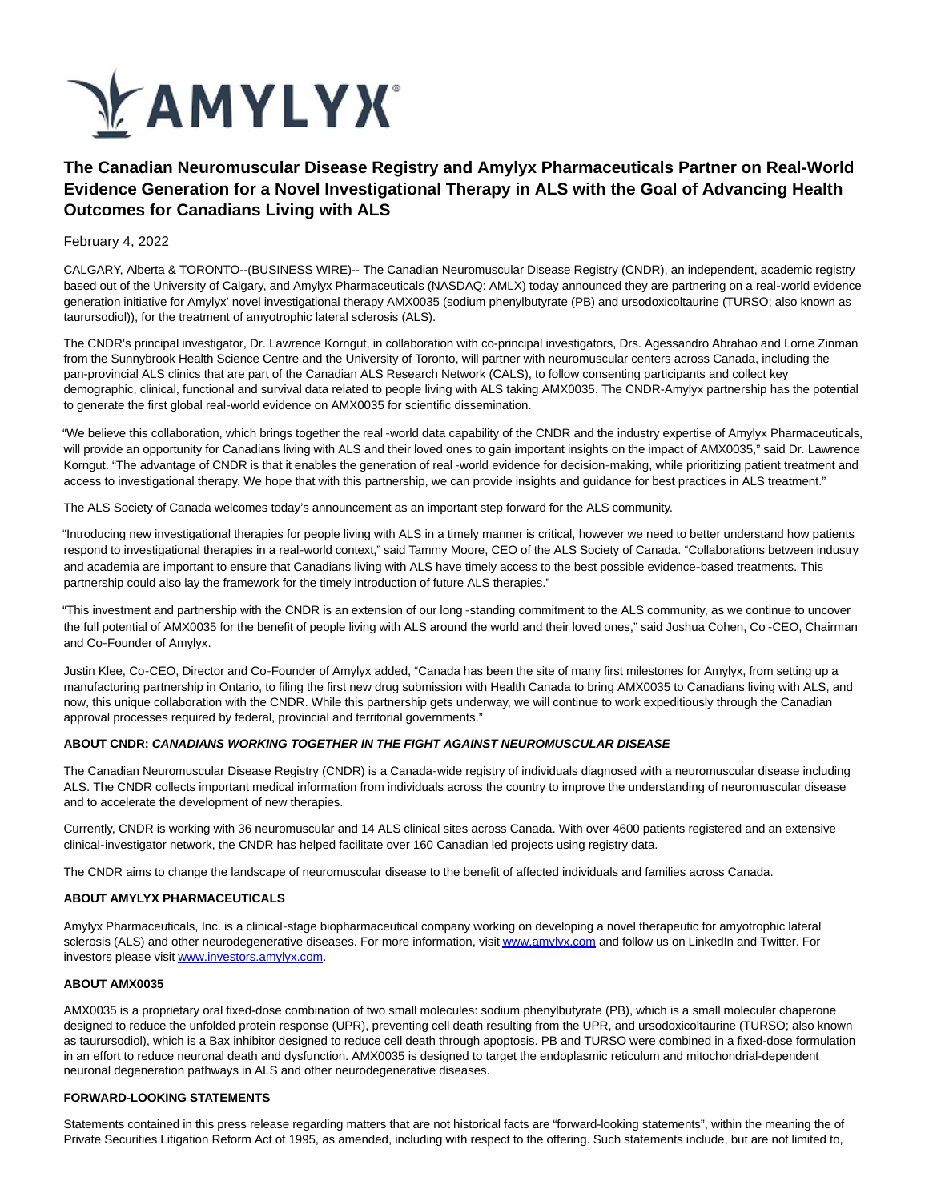AMYLYX

# The Canadian Neuromuscular Disease Registry and Amylyx Pharmaceuticals Partner on Real-World Evidence Generation for a Novel Investigational Therapy in ALS with the Goal of Advancing Health Outcomes for Canadians Living with ALS

February 4, 2022

CALGARY, Alberta & TORONTO--(BUSINESS WIRE)-- The Canadian Neuromuscular Disease Registry (CNDR), an independent, academic registry based out of the University of Calgary, and Amylyx Pharmaceuticals (NASDAQ: AMLX) today announced they are partnering on a real-world evidence generation initiative for Amylyx' novel investigational therapy AMX0035 (sodium phenylbutyrate (PB) and ursodoxicoltaurine (TURSO; also known as taurursodiol)), for the treatment of amyotrophic lateral sclerosis (ALS).

The CNDR's principal investigator, Dr. Lawrence Korngut, in collaboration with co-principal investigators, Drs. Agessandro Abrahao and Lorne Zinman from the Sunnybrook Health Science Centre and the University of Toronto, will partner with neuromuscular centers across Canada, including the pan-provincial ALS clinics that are part of the Canadian ALS Research Network (CALS), to follow consenting participants and collect key demographic, clinical, functional and survival data related to people living with ALS taking AMX0035. The CNDR-Amylyx partnership has the potential to generate the first global real-world evidence on AMX0035 for scientific dissemination.

"We believe this collaboration, which brings together the real-world data capability of the CNDR and the industry expertise of Amylyx Pharmaceuticals, will provide an opportunity for Canadians living with ALS and their loved ones to gain important insights on the impact of AMX0035," said Dr. Lawrence Korngut. "The advantage of CNDR is that it enables the generation of real-world evidence for decision-making, while prioritizing patient treatment and access to investigational therapy. We hope that with this partnership, we can provide insights and guidance for best practices in ALS treatment."

The ALS Society of Canada welcomes today's announcement as an important step forward for the ALS community.

"Introducing new investigational therapies for people living with ALS in a timely manner is critical, however we need to better understand how patients respond to investigational therapies in a real-world context," said Tammy Moore, CEO of the ALS Society of Canada. "Collaborations between industry and academia are important to ensure that Canadians living with ALS have timely access to the best possible evidence-based treatments. This partnership could also lay the framework for the timely introduction of future ALS therapies."

"This investment and partnership with the CNDR is an extension of our long-standing commitment to the ALS community, as we continue to uncover the full potential of AMX0035 for the benefit of people living with ALS around the world and their loved ones," said Joshua Cohen, Co-CEO, Chairman and Co-Founder of Amylyx.

Justin Klee, Co-CEO, Director and Co-Founder of Amylyx added, "Canada has been the site of many first milestones for Amylyx, from setting up a manufacturing partnership in Ontario, to filing the first new drug submission with Health Canada to bring AMX0035 to Canadians living with ALS, and now, this unique collaboration with the CNDR. While this partnership gets underway, we will continue to work expeditiously through the Canadian approval processes required by federal, provincial and territorial governments."

**ABOUT CNDR: *CANADIANS WORKING TOGETHER IN THE FIGHT AGAINST NEUROMUSCULAR DISEASE***

The Canadian Neuromuscular Disease Registry (CNDR) is a Canada-wide registry of individuals diagnosed with a neuromuscular disease including ALS. The CNDR collects important medical information from individuals across the country to improve the understanding of neuromuscular disease and to accelerate the development of new therapies.

Currently, CNDR is working with 36 neuromuscular and 14 ALS clinical sites across Canada. With over 4600 patients registered and an extensive clinical-investigator network, the CNDR has helped facilitate over 160 Canadian led projects using registry data.

The CNDR aims to change the landscape of neuromuscular disease to the benefit of affected individuals and families across Canada.

**ABOUT AMYLYX PHARMACEUTICALS**

Amylyx Pharmaceuticals, Inc. is a clinical-stage biopharmaceutical company working on developing a novel therapeutic for amyotrophic lateral sclerosis (ALS) and other neurodegenerative diseases. For more information, visit www.amylyx.com and follow us on LinkedIn and Twitter. For investors please visit www.investors.amylyx.com.

**ABOUT AMX0035**

AMX0035 is a proprietary oral fixed-dose combination of two small molecules: sodium phenylbutyrate (PB), which is a small molecular chaperone designed to reduce the unfolded protein response (UPR), preventing cell death resulting from the UPR, and ursodoxicoltaurine (TURSO; also known as taurursodiol), which is a Bax inhibitor designed to reduce cell death through apoptosis. PB and TURSO were combined in a fixed-dose formulation in an effort to reduce neuronal death and dysfunction. AMX0035 is designed to target the endoplasmic reticulum and mitochondrial-dependent neuronal degeneration pathways in ALS and other neurodegenerative diseases.

**FORWARD-LOOKING STATEMENTS**

Statements contained in this press release regarding matters that are not historical facts are "forward-looking statements", within the meaning the of Private Securities Litigation Reform Act of 1995, as amended, including with respect to the offering. Such statements include, but are not limited to,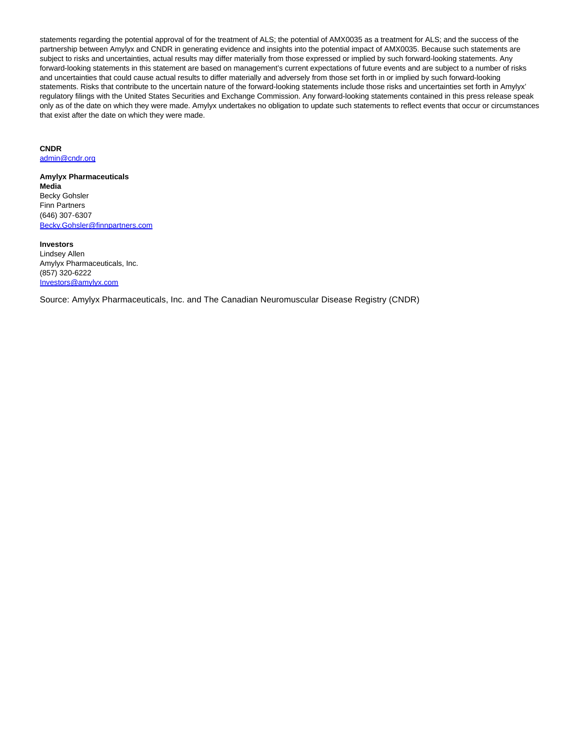statements regarding the potential approval of for the treatment of ALS; the potential of AMX0035 as a treatment for ALS; and the success of the partnership between Amylyx and CNDR in generating evidence and insights into the potential impact of AMX0035. Because such statements are subject to risks and uncertainties, actual results may differ materially from those expressed or implied by such forward-looking statements. Any forward-looking statements in this statement are based on management's current expectations of future events and are subject to a number of risks and uncertainties that could cause actual results to differ materially and adversely from those set forth in or implied by such forward-looking statements. Risks that contribute to the uncertain nature of the forward-looking statements include those risks and uncertainties set forth in Amylyx' regulatory filings with the United States Securities and Exchange Commission. Any forward-looking statements contained in this press release speak only as of the date on which they were made. Amylyx undertakes no obligation to update such statements to reflect events that occur or circumstances that exist after the date on which they were made.

**CNDR**
admin@cndr.org

**Amylyx Pharmaceuticals**
**Media**
Becky Gohsler
Finn Partners
(646) 307-6307
Becky.Gohsler@finnpartners.com

**Investors**
Lindsey Allen
Amylyx Pharmaceuticals, Inc.
(857) 320-6222
Investors@amylyx.com

Source: Amylyx Pharmaceuticals, Inc. and The Canadian Neuromuscular Disease Registry (CNDR)